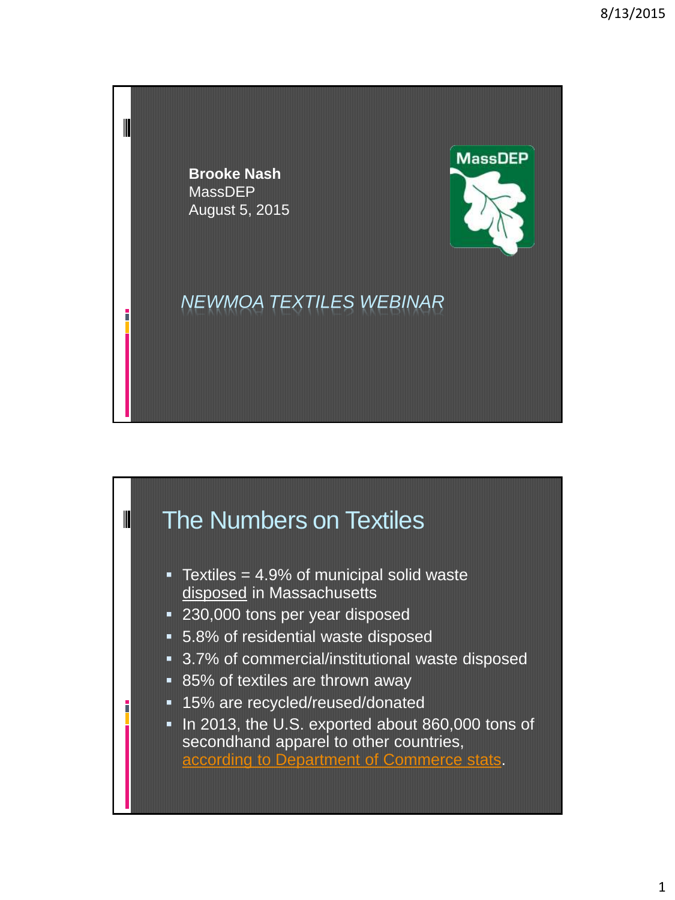**Brooke Nash**
MassDEP
August 5, 2015

*NEWMOA TEXTILES WEBINAR*

## The Numbers on Textiles

- Textiles = 4.9% of municipal solid waste disposed in Massachusetts
- 230,000 tons per year disposed
- 5.8% of residential waste disposed
- 3.7% of commercial/institutional waste disposed
- 85% of textiles are thrown away
- 15% are recycled/reused/donated
- In 2013, the U.S. exported about 860,000 tons of secondhand apparel to other countries, according to Department of Commerce stats.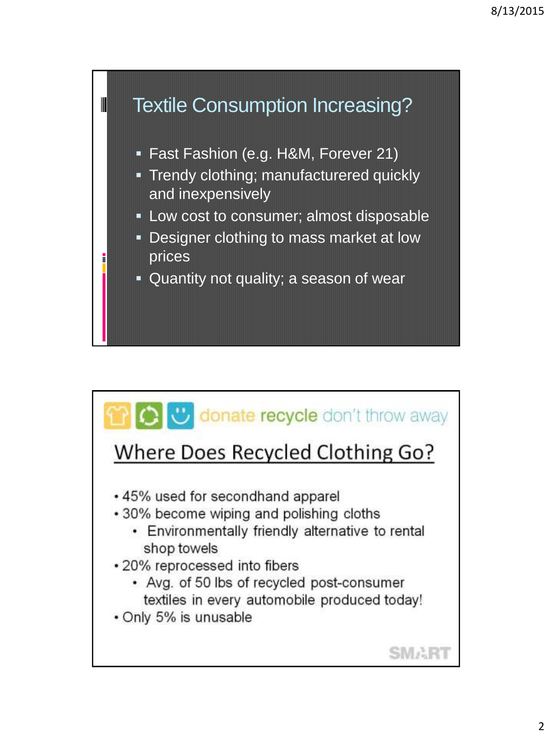## Textile Consumption Increasing?

- Fast Fashion (e.g. H&M, Forever 21)
- Trendy clothing; manufacturered quickly and inexpensively
- Low cost to consumer; almost disposable
- Designer clothing to mass market at low prices
- Quantity not quality; a season of wear

donate recycle don't throw away

## Where Does Recycled Clothing Go?

- 45% used for secondhand apparel
- 30% become wiping and polishing cloths
  - Environmentally friendly alternative to rental shop towels
- 20% reprocessed into fibers
  - Avg. of 50 lbs of recycled post-consumer textiles in every automobile produced today!
- Only 5% is unusable

SMART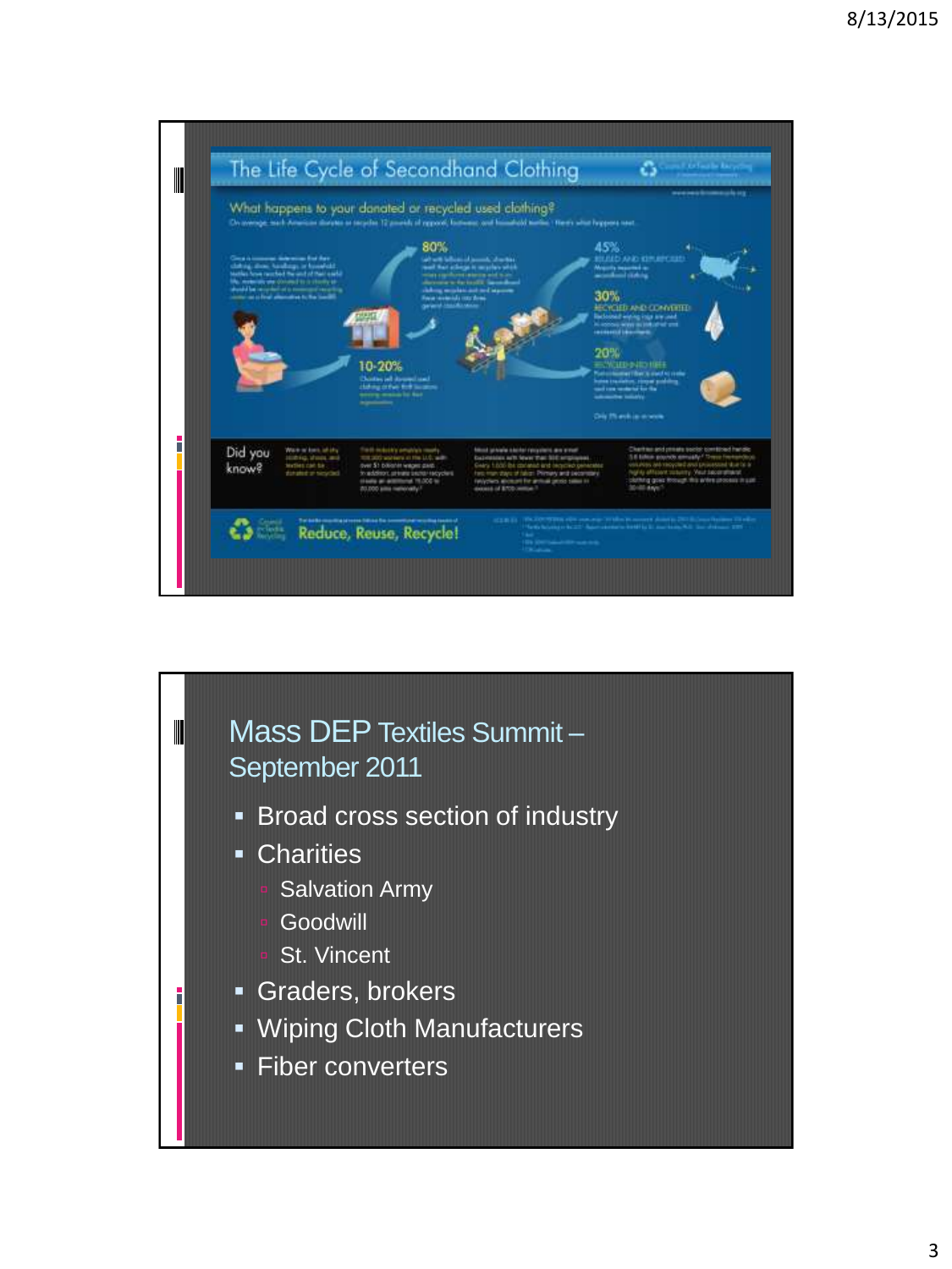# The Life Cycle of Secondhand Clothing

What happens to your donated or recycled used clothing?

80%

10-20%

45%

30%

20%

Did you know?

Reduce, Reuse, Recycle!

## Mass DEP Textiles Summit – September 2011

- Broad cross section of industry
- Charities
  - Salvation Army
  - Goodwill
  - St. Vincent
- Graders, brokers
- Wiping Cloth Manufacturers
- Fiber converters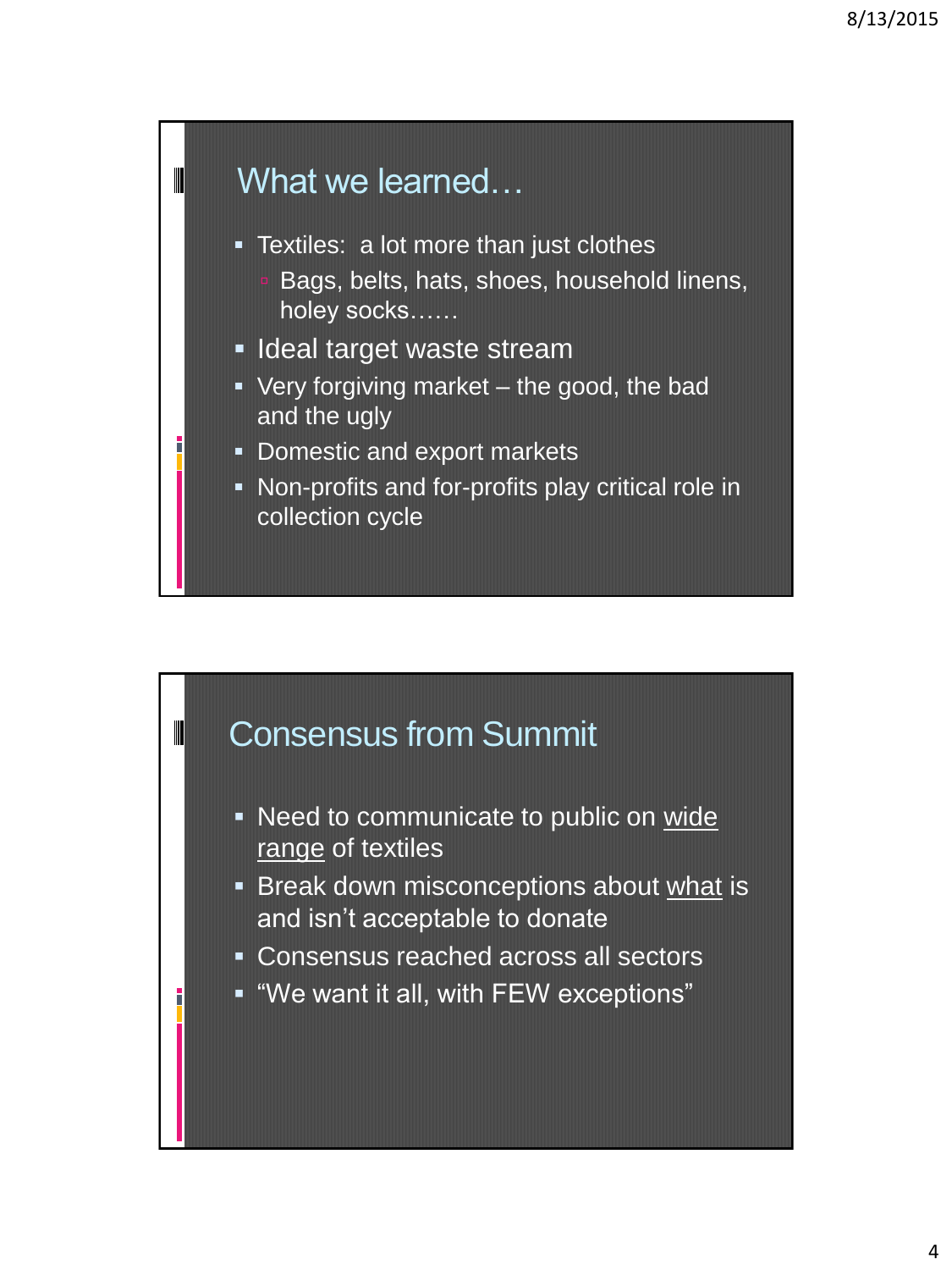## What we learned…

- Textiles: a lot more than just clothes
  - Bags, belts, hats, shoes, household linens, holey socks……
- Ideal target waste stream
- Very forgiving market – the good, the bad and the ugly
- Domestic and export markets
- Non-profits and for-profits play critical role in collection cycle

## Consensus from Summit

- Need to communicate to public on <u>wide range</u> of textiles
- Break down misconceptions about <u>what</u> is and isn't acceptable to donate
- Consensus reached across all sectors
- "We want it all, with FEW exceptions"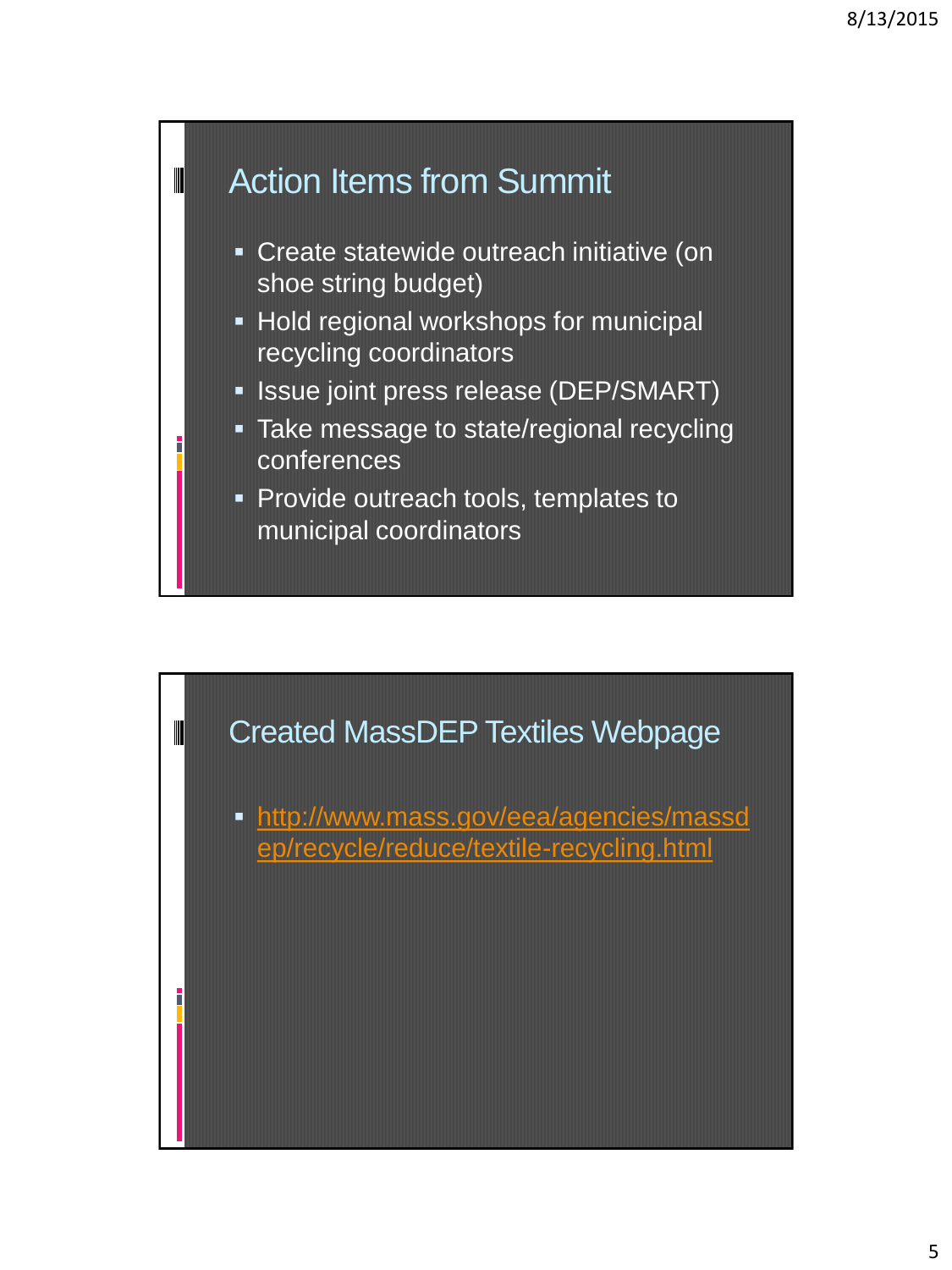## Action Items from Summit

- Create statewide outreach initiative (on shoe string budget)
- Hold regional workshops for municipal recycling coordinators
- Issue joint press release (DEP/SMART)
- Take message to state/regional recycling conferences
- Provide outreach tools, templates to municipal coordinators

## Created MassDEP Textiles Webpage

- http://www.mass.gov/eea/agencies/massdep/recycle/reduce/textile-recycling.html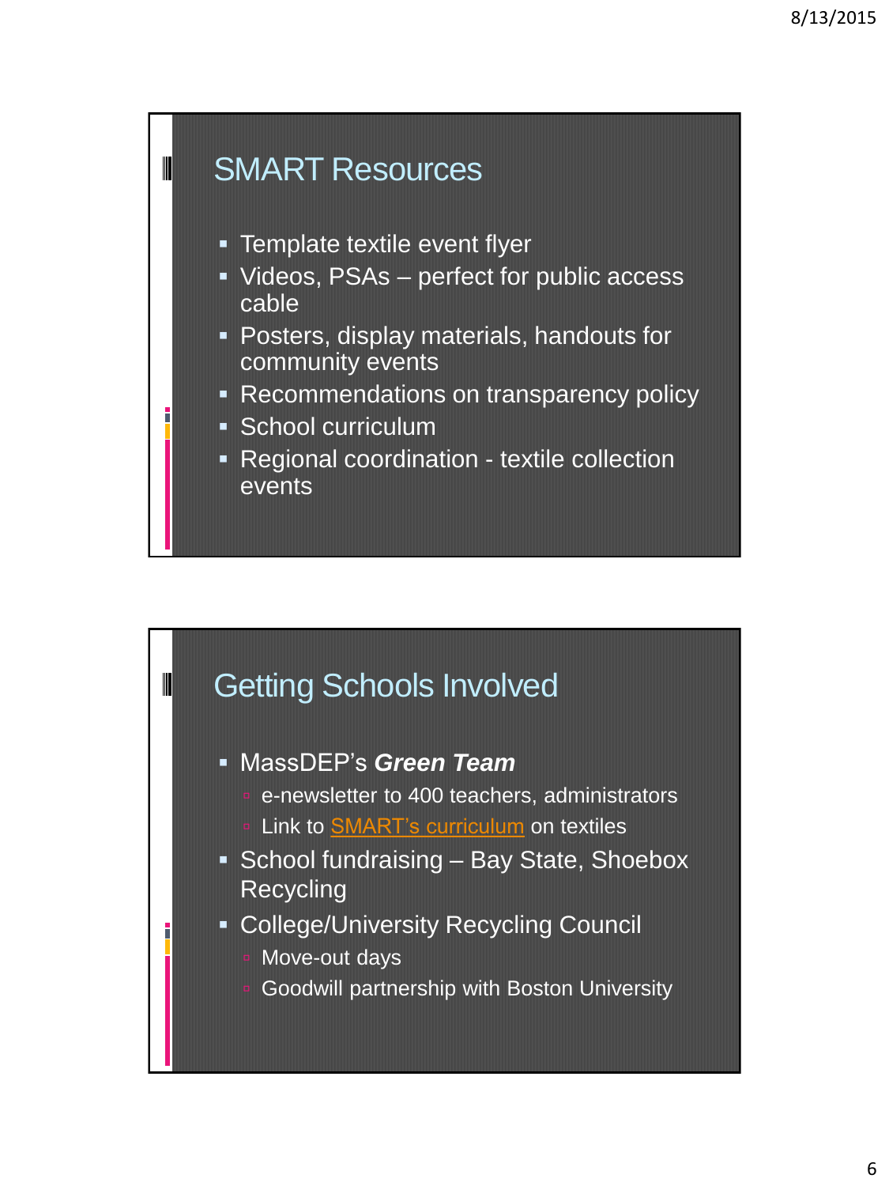## SMART Resources

- Template textile event flyer
- Videos, PSAs – perfect for public access cable
- Posters, display materials, handouts for community events
- Recommendations on transparency policy
- School curriculum
- Regional coordination - textile collection events

## Getting Schools Involved

- MassDEP's ***Green Team***
  - e-newsletter to 400 teachers, administrators
  - Link to SMART's curriculum on textiles
- School fundraising – Bay State, Shoebox Recycling
- College/University Recycling Council
  - Move-out days
  - Goodwill partnership with Boston University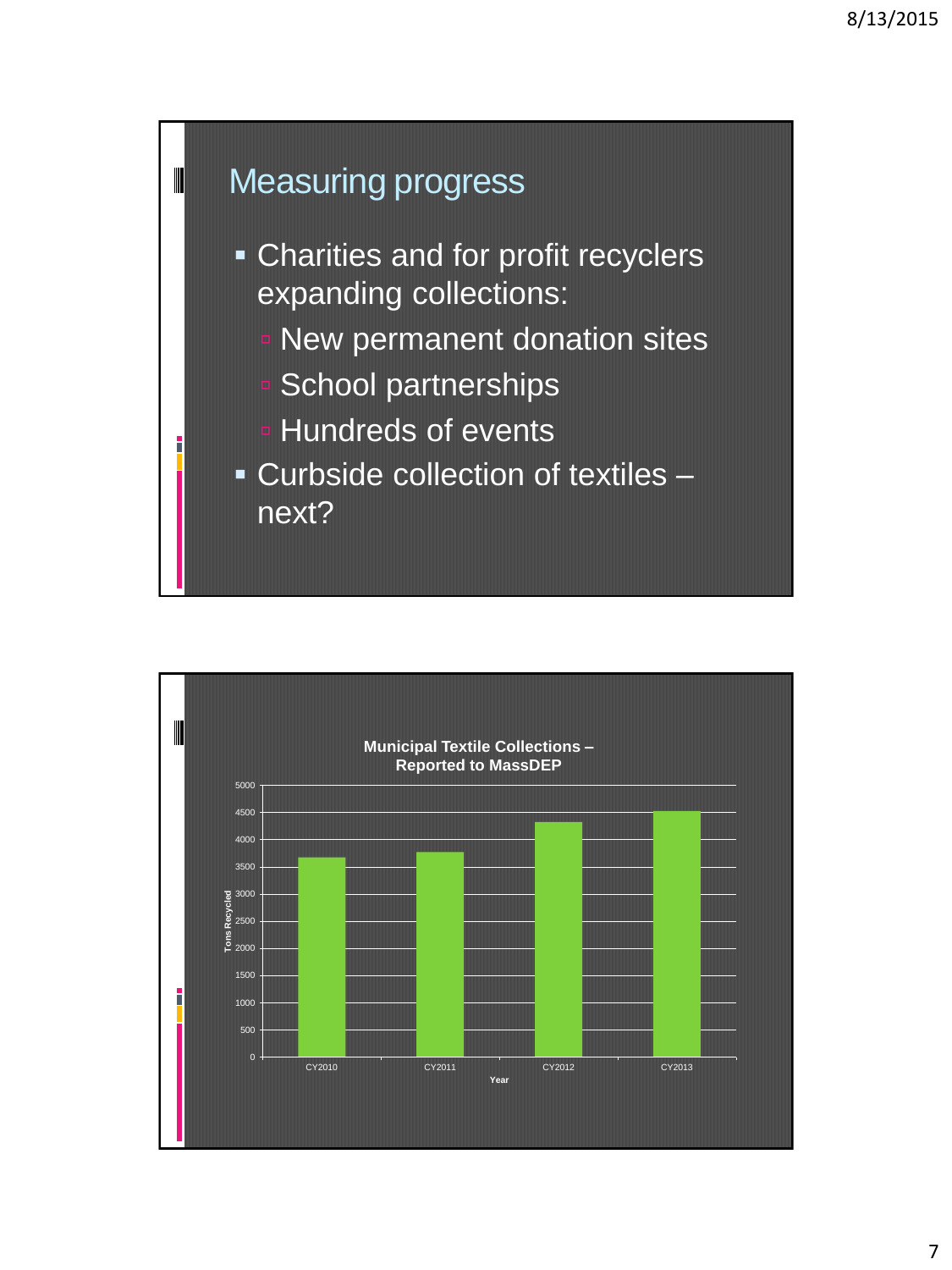## Measuring progress

- Charities and for profit recyclers expanding collections:
  - New permanent donation sites
  - School partnerships
  - Hundreds of events
- Curbside collection of textiles – next?

**Municipal Textile Collections – Reported to MassDEP**

Tons Recycled

5000
4500
4000
3500
3000
2500
2000
1500
1000
500
0

CY2010 CY2011 CY2012 CY2013

Year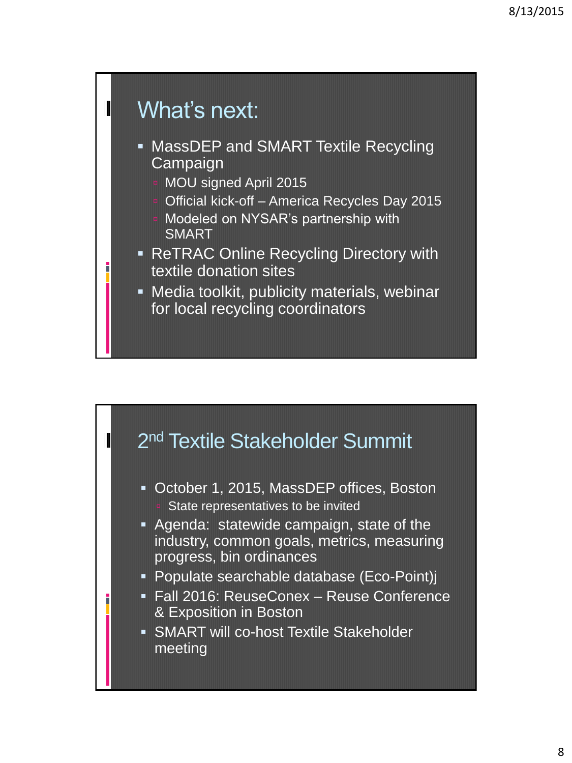## What's next:

- MassDEP and SMART Textile Recycling Campaign
  - MOU signed April 2015
  - Official kick-off – America Recycles Day 2015
  - Modeled on NYSAR's partnership with SMART
- ReTRAC Online Recycling Directory with textile donation sites
- Media toolkit, publicity materials, webinar for local recycling coordinators

## 2nd Textile Stakeholder Summit

- October 1, 2015, MassDEP offices, Boston
  - State representatives to be invited
- Agenda: statewide campaign, state of the industry, common goals, metrics, measuring progress, bin ordinances
- Populate searchable database (Eco-Point)j
- Fall 2016: ReuseConex – Reuse Conference & Exposition in Boston
- SMART will co-host Textile Stakeholder meeting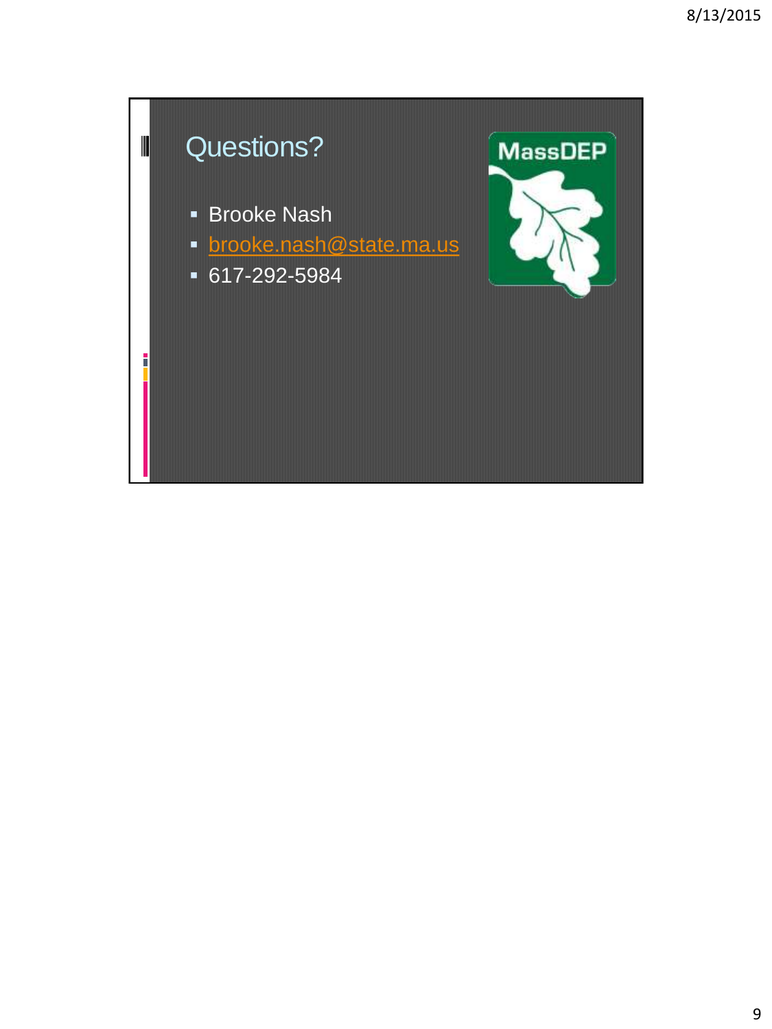## Questions?

- Brooke Nash
- brooke.nash@state.ma.us
- 617-292-5984

MassDEP